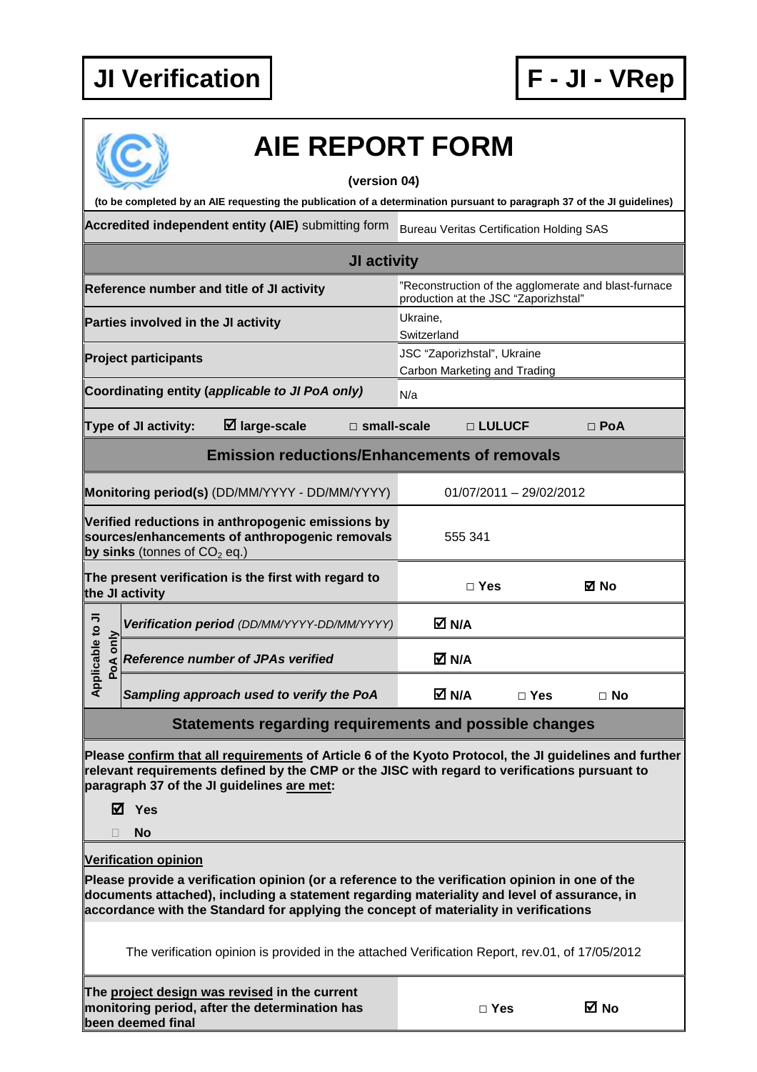**JI Verification** | **F - JI - VRep**

# AIE REPORT FORM

**(version 04)**

**(to be completed by an AIE requesting the publication of a determination pursuant to paragraph 37 of the JI guidelines)**

| **Accredited independent entity (AIE)** submitting form | Bureau Veritas Certification Holding SAS | | |
|---|---|---|---|
| **JI activity** | | | |
| **Reference number and title of JI activity** | "Reconstruction of the agglomerate and blast-furnace production at the JSC "Zaporizhstal" | | |
| **Parties involved in the JI activity** | Ukraine, Switzerland | | |
| **Project participants** | JSC "Zaporizhstal", Ukraine; Carbon Marketing and Trading | | |
| **Coordinating entity (*applicable to JI PoA only*)** | N/a | | |
| **Type of JI activity:** ☑ **large-scale** | □ **small-scale** | □ **LULUCF** | □ **PoA** |
| **Emission reductions/Enhancements of removals** | | | |
| **Monitoring period(s)** (DD/MM/YYYY - DD/MM/YYYY) | 01/07/2011 – 29/02/2012 | | |
| **Verified reductions in anthropogenic emissions by sources/enhancements of anthropogenic removals by sinks** (tonnes of $CO_2$ eq.) | 555 341 | | |
| **The present verification is the first with regard to the JI activity** | □ **Yes** | ☑ **No** | |
| Applicable to JI PoA only: ***Verification period*** *(DD/MM/YYYY-DD/MM/YYYY)* | ☑ **N/A** | | |
| Applicable to JI PoA only: ***Reference number of JPAs verified*** | ☑ **N/A** | | |
| Applicable to JI PoA only: ***Sampling approach used to verify the PoA*** | ☑ **N/A** | □ **Yes** | □ **No** |

## Statements regarding requirements and possible changes

**Please confirm that all requirements of Article 6 of the Kyoto Protocol, the JI guidelines and further relevant requirements defined by the CMP or the JISC with regard to verifications pursuant to paragraph 37 of the JI guidelines are met:**

☑ **Yes**

□ **No**

**Verification opinion**

**Please provide a verification opinion (or a reference to the verification opinion in one of the documents attached), including a statement regarding materiality and level of assurance, in accordance with the Standard for applying the concept of materiality in verifications**

The verification opinion is provided in the attached Verification Report, rev.01, of 17/05/2012

| **The project design was revised in the current monitoring period, after the determination has been deemed final** | □ **Yes** | ☑ **No** |
|---|---|---|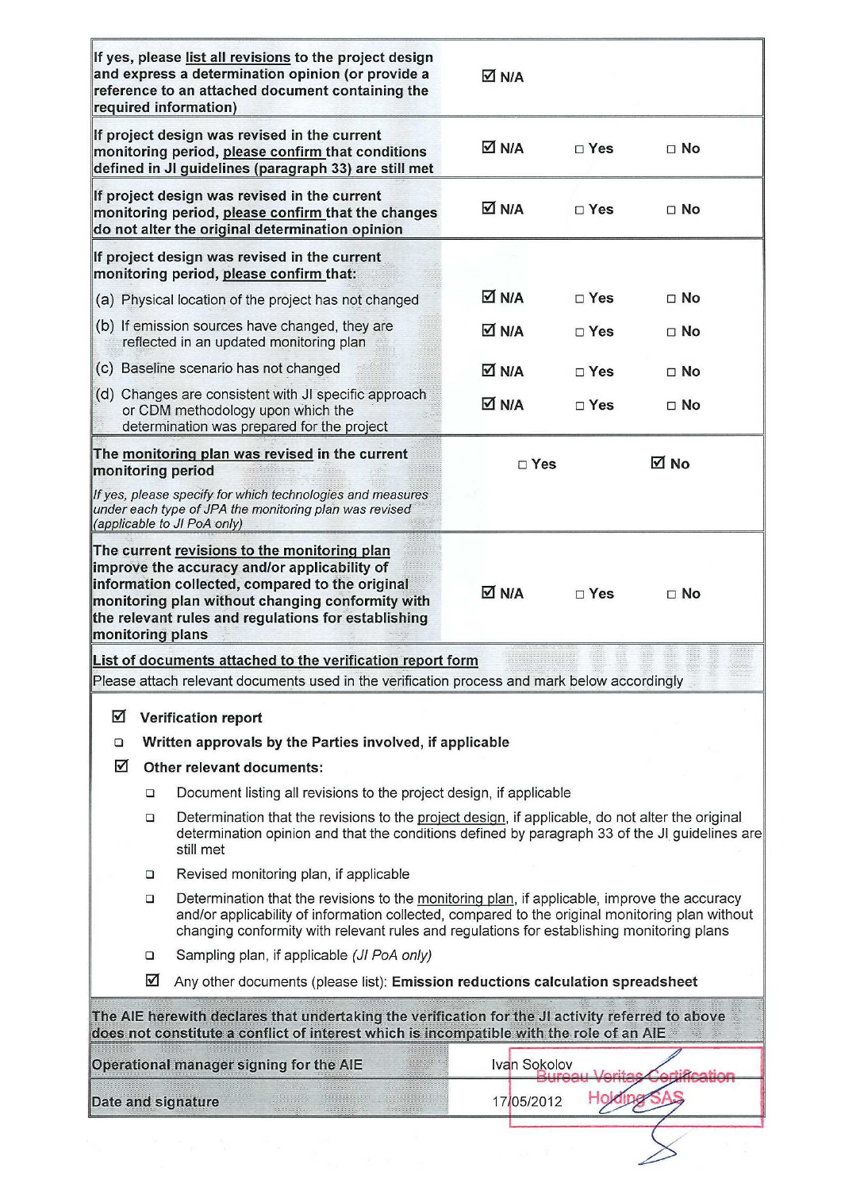| | | | |
|---|---|---|---|
| If yes, please list all revisions to the project design and express a determination opinion (or provide a reference to an attached document containing the required information) | ☑ N/A | | |
| If project design was revised in the current monitoring period, please confirm that conditions defined in JI guidelines (paragraph 33) are still met | ☑ N/A | □ Yes | □ No |
| If project design was revised in the current monitoring period, please confirm that the changes do not alter the original determination opinion | ☑ N/A | □ Yes | □ No |
| If project design was revised in the current monitoring period, please confirm that: | | | |
| (a) Physical location of the project has not changed | ☑ N/A | □ Yes | □ No |
| (b) If emission sources have changed, they are reflected in an updated monitoring plan | ☑ N/A | □ Yes | □ No |
| (c) Baseline scenario has not changed | ☑ N/A | □ Yes | □ No |
| (d) Changes are consistent with JI specific approach or CDM methodology upon which the determination was prepared for the project | ☑ N/A | □ Yes | □ No |
| The monitoring plan was revised in the current monitoring period<br>*If yes, please specify for which technologies and measures under each type of JPA the monitoring plan was revised (applicable to JI PoA only)* | □ Yes | | ☑ No |
| The current revisions to the monitoring plan improve the accuracy and/or applicability of information collected, compared to the original monitoring plan without changing conformity with the relevant rules and regulations for establishing monitoring plans | ☑ N/A | □ Yes | □ No |

**List of documents attached to the verification report form**

Please attach relevant documents used in the verification process and mark below accordingly

- ☑ **Verification report**
- □ **Written approvals by the Parties involved, if applicable**
- ☑ **Other relevant documents:**
  - □ Document listing all revisions to the project design, if applicable
  - □ Determination that the revisions to the project design, if applicable, do not alter the original determination opinion and that the conditions defined by paragraph 33 of the JI guidelines are still met
  - □ Revised monitoring plan, if applicable
  - □ Determination that the revisions to the monitoring plan, if applicable, improve the accuracy and/or applicability of information collected, compared to the original monitoring plan without changing conformity with relevant rules and regulations for establishing monitoring plans
  - □ Sampling plan, if applicable *(JI PoA only)*
  - ☑ Any other documents (please list): **Emission reductions calculation spreadsheet**

**The AIE herewith declares that undertaking the verification for the JI activity referred to above does not constitute a conflict of interest which is incompatible with the role of an AIE**

| | |
|---|---|
| Operational manager signing for the AIE | Ivan Sokolov<br>Bureau Veritas Certification Holding SAS |
| Date and signature | 17/05/2012 |